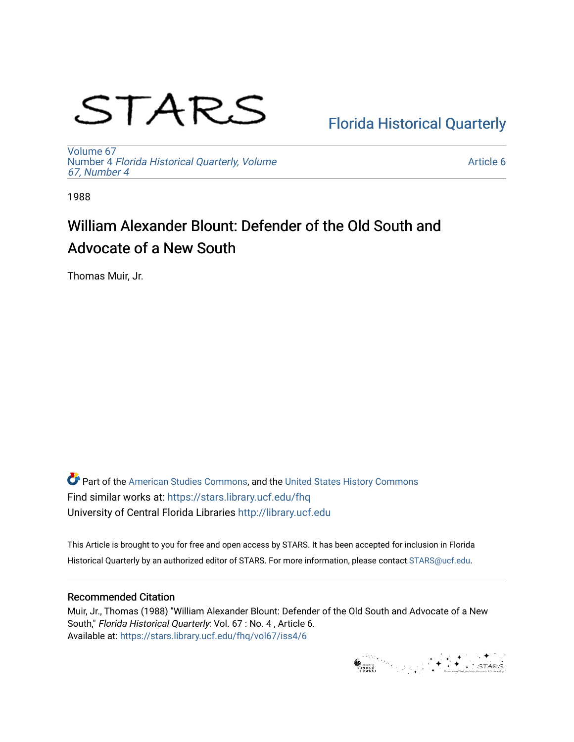STARS

[Florida Historical Quarterly](https://stars.library.ucf.edu/fhq)

Volume 67
Number 4 *Florida Historical Quarterly, Volume 67, Number 4*

Article 6

1988

# William Alexander Blount: Defender of the Old South and Advocate of a New South

Thomas Muir, Jr.

Part of the American Studies Commons, and the United States History Commons
Find similar works at: https://stars.library.ucf.edu/fhq
University of Central Florida Libraries http://library.ucf.edu

This Article is brought to you for free and open access by STARS. It has been accepted for inclusion in Florida Historical Quarterly by an authorized editor of STARS. For more information, please contact STARS@ucf.edu.

## Recommended Citation

Muir, Jr., Thomas (1988) "William Alexander Blount: Defender of the Old South and Advocate of a New South," *Florida Historical Quarterly*: Vol. 67 : No. 4 , Article 6.
Available at: https://stars.library.ucf.edu/fhq/vol67/iss4/6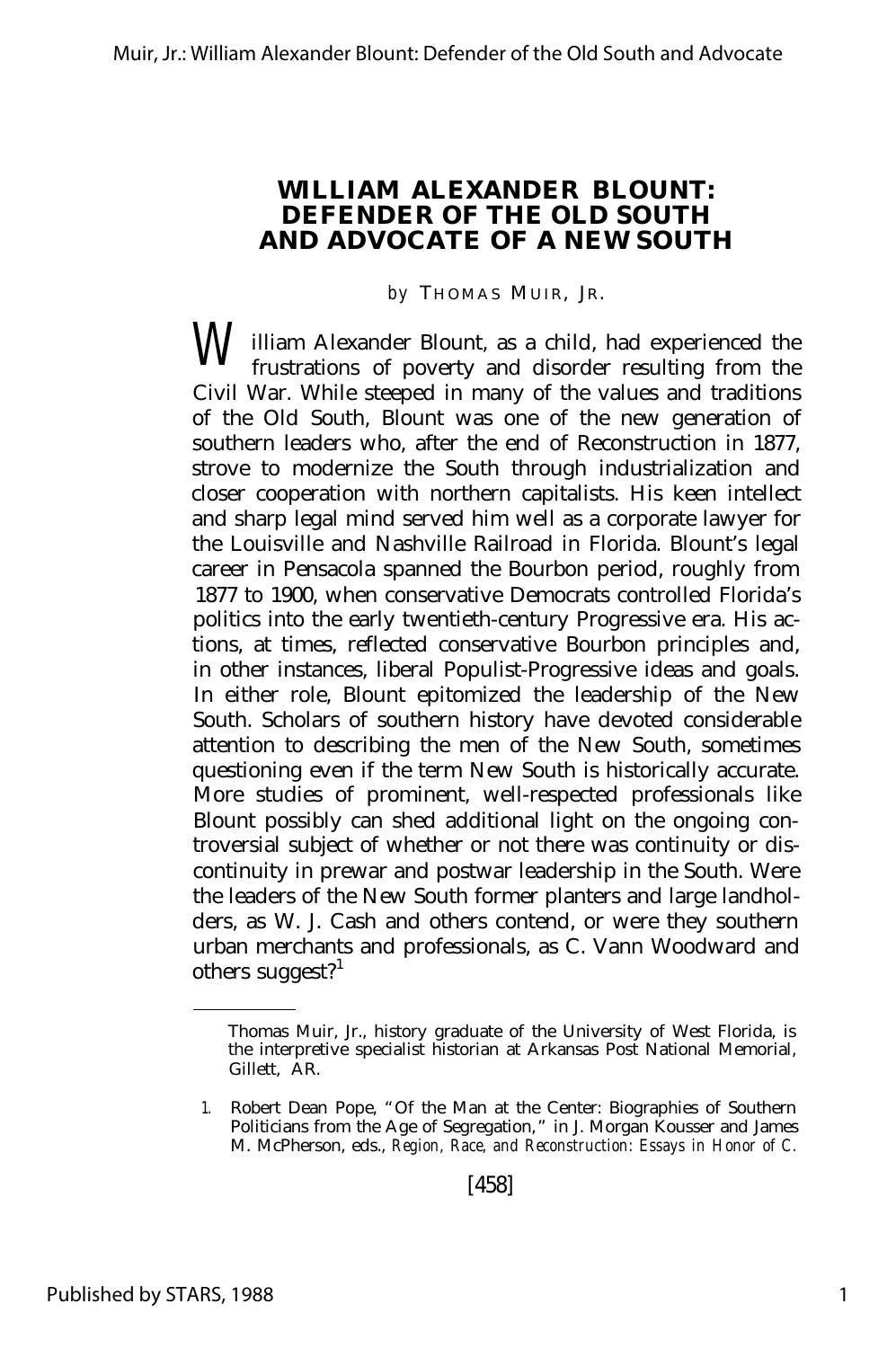# WILLIAM ALEXANDER BLOUNT: DEFENDER OF THE OLD SOUTH AND ADVOCATE OF A NEW SOUTH

*by* THOMAS MUIR, JR.

William Alexander Blount, as a child, had experienced the frustrations of poverty and disorder resulting from the Civil War. While steeped in many of the values and traditions of the Old South, Blount was one of the new generation of southern leaders who, after the end of Reconstruction in 1877, strove to modernize the South through industrialization and closer cooperation with northern capitalists. His keen intellect and sharp legal mind served him well as a corporate lawyer for the Louisville and Nashville Railroad in Florida. Blount's legal career in Pensacola spanned the Bourbon period, roughly from 1877 to 1900, when conservative Democrats controlled Florida's politics into the early twentieth-century Progressive era. His actions, at times, reflected conservative Bourbon principles and, in other instances, liberal Populist-Progressive ideas and goals. In either role, Blount epitomized the leadership of the New South. Scholars of southern history have devoted considerable attention to describing the men of the New South, sometimes questioning even if the term New South is historically accurate. More studies of prominent, well-respected professionals like Blount possibly can shed additional light on the ongoing controversial subject of whether or not there was continuity or discontinuity in prewar and postwar leadership in the South. Were the leaders of the New South former planters and large landholders, as W. J. Cash and others contend, or were they southern urban merchants and professionals, as C. Vann Woodward and others suggest?[1]

---

Thomas Muir, Jr., history graduate of the University of West Florida, is the interpretive specialist historian at Arkansas Post National Memorial, Gillett, AR.

1. Robert Dean Pope, "Of the Man at the Center: Biographies of Southern Politicians from the Age of Segregation," in J. Morgan Kousser and James M. McPherson, eds., *Region, Race, and Reconstruction: Essays in Honor of C.*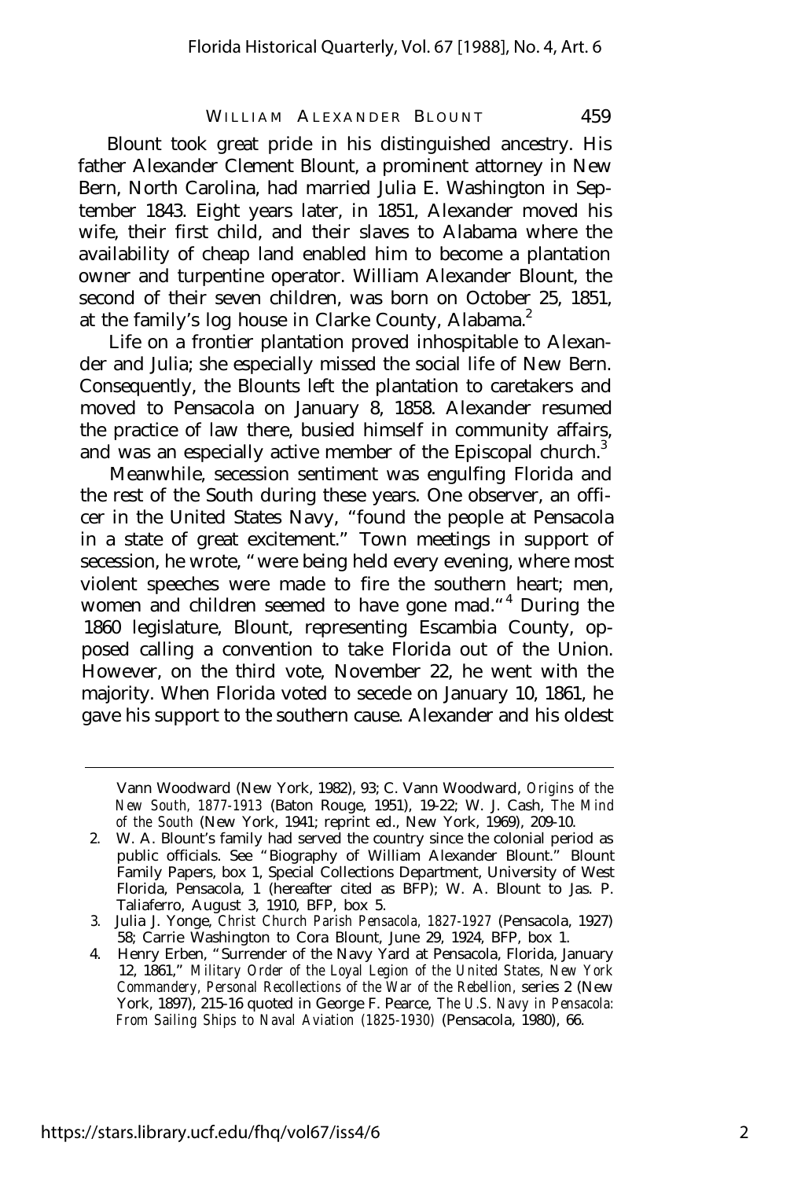Blount took great pride in his distinguished ancestry. His father Alexander Clement Blount, a prominent attorney in New Bern, North Carolina, had married Julia E. Washington in September 1843. Eight years later, in 1851, Alexander moved his wife, their first child, and their slaves to Alabama where the availability of cheap land enabled him to become a plantation owner and turpentine operator. William Alexander Blount, the second of their seven children, was born on October 25, 1851, at the family's log house in Clarke County, Alabama.[2]

Life on a frontier plantation proved inhospitable to Alexander and Julia; she especially missed the social life of New Bern. Consequently, the Blounts left the plantation to caretakers and moved to Pensacola on January 8, 1858. Alexander resumed the practice of law there, busied himself in community affairs, and was an especially active member of the Episcopal church.[3]

Meanwhile, secession sentiment was engulfing Florida and the rest of the South during these years. One observer, an officer in the United States Navy, "found the people at Pensacola in a state of great excitement." Town meetings in support of secession, he wrote, "were being held every evening, where most violent speeches were made to fire the southern heart; men, women and children seemed to have gone mad."[4] During the 1860 legislature, Blount, representing Escambia County, opposed calling a convention to take Florida out of the Union. However, on the third vote, November 22, he went with the majority. When Florida voted to secede on January 10, 1861, he gave his support to the southern cause. Alexander and his oldest

---

Vann Woodward (New York, 1982), 93; C. Vann Woodward, *Origins of the New South, 1877-1913* (Baton Rouge, 1951), 19-22; W. J. Cash, *The Mind of the South* (New York, 1941; reprint ed., New York, 1969), 209-10.

2. W. A. Blount's family had served the country since the colonial period as public officials. See "Biography of William Alexander Blount." Blount Family Papers, box 1, Special Collections Department, University of West Florida, Pensacola, 1 (hereafter cited as BFP); W. A. Blount to Jas. P. Taliaferro, August 3, 1910, BFP, box 5.
3. Julia J. Yonge, *Christ Church Parish Pensacola, 1827-1927* (Pensacola, 1927) 58; Carrie Washington to Cora Blount, June 29, 1924, BFP, box 1.
4. Henry Erben, "Surrender of the Navy Yard at Pensacola, Florida, January 12, 1861," *Military Order of the Loyal Legion of the United States, New York Commandery, Personal Recollections of the War of the Rebellion*, series 2 (New York, 1897), 215-16 quoted in George F. Pearce, *The U.S. Navy in Pensacola: From Sailing Ships to Naval Aviation (1825-1930)* (Pensacola, 1980), 66.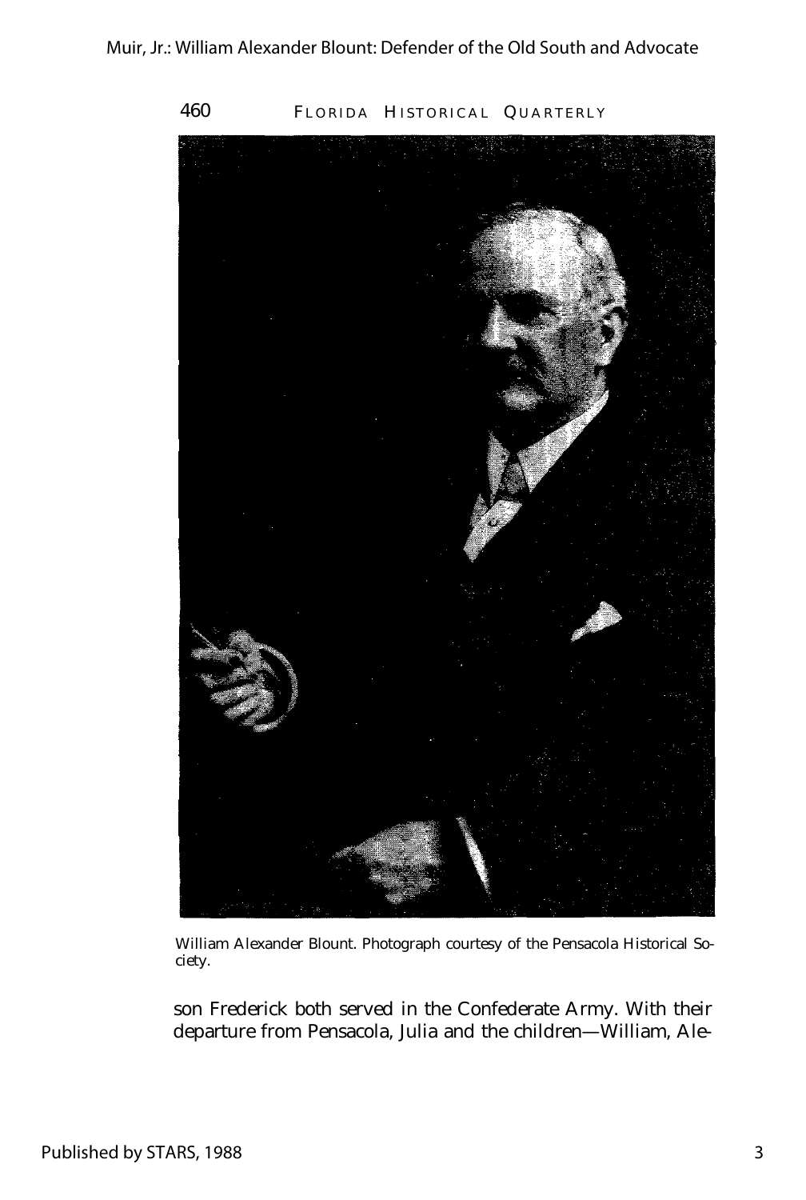William Alexander Blount. Photograph courtesy of the Pensacola Historical Society.

son Frederick both served in the Confederate Army. With their departure from Pensacola, Julia and the children—William, Ale-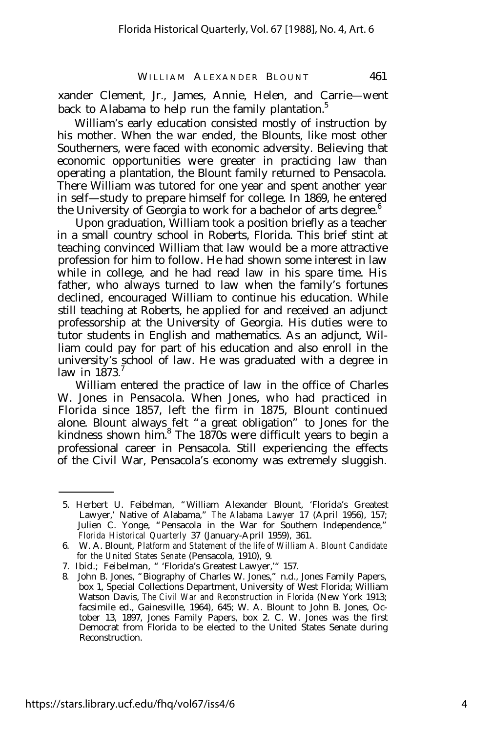xander Clement, Jr., James, Annie, Helen, and Carrie—went back to Alabama to help run the family plantation.[5]

William's early education consisted mostly of instruction by his mother. When the war ended, the Blounts, like most other Southerners, were faced with economic adversity. Believing that economic opportunities were greater in practicing law than operating a plantation, the Blount family returned to Pensacola. There William was tutored for one year and spent another year in self—study to prepare himself for college. In 1869, he entered the University of Georgia to work for a bachelor of arts degree.[6]

Upon graduation, William took a position briefly as a teacher in a small country school in Roberts, Florida. This brief stint at teaching convinced William that law would be a more attractive profession for him to follow. He had shown some interest in law while in college, and he had read law in his spare time. His father, who always turned to law when the family's fortunes declined, encouraged William to continue his education. While still teaching at Roberts, he applied for and received an adjunct professorship at the University of Georgia. His duties were to tutor students in English and mathematics. As an adjunct, William could pay for part of his education and also enroll in the university's school of law. He was graduated with a degree in law in 1873.[7]

William entered the practice of law in the office of Charles W. Jones in Pensacola. When Jones, who had practiced in Florida since 1857, left the firm in 1875, Blount continued alone. Blount always felt "a great obligation" to Jones for the kindness shown him.[8] The 1870s were difficult years to begin a professional career in Pensacola. Still experiencing the effects of the Civil War, Pensacola's economy was extremely sluggish.

5. Herbert U. Feibelman, "William Alexander Blount, 'Florida's Greatest Lawyer,' Native of Alabama," *The Alabama Lawyer* 17 (April 1956), 157; Julien C. Yonge, "Pensacola in the War for Southern Independence," *Florida Historical Quarterly* 37 (January-April 1959), 361.

6. W. A. Blount, *Platform and Statement of the life of William A. Blount Candidate for the United States Senate* (Pensacola, 1910), 9.

7. Ibid.; Feibelman, " 'Florida's Greatest Lawyer,'" 157.

8. John B. Jones, "Biography of Charles W. Jones," n.d., Jones Family Papers, box 1, Special Collections Department, University of West Florida; William Watson Davis, *The Civil War and Reconstruction in Florida* (New York 1913; facsimile ed., Gainesville, 1964), 645; W. A. Blount to John B. Jones, October 13, 1897, Jones Family Papers, box 2. C. W. Jones was the first Democrat from Florida to be elected to the United States Senate during Reconstruction.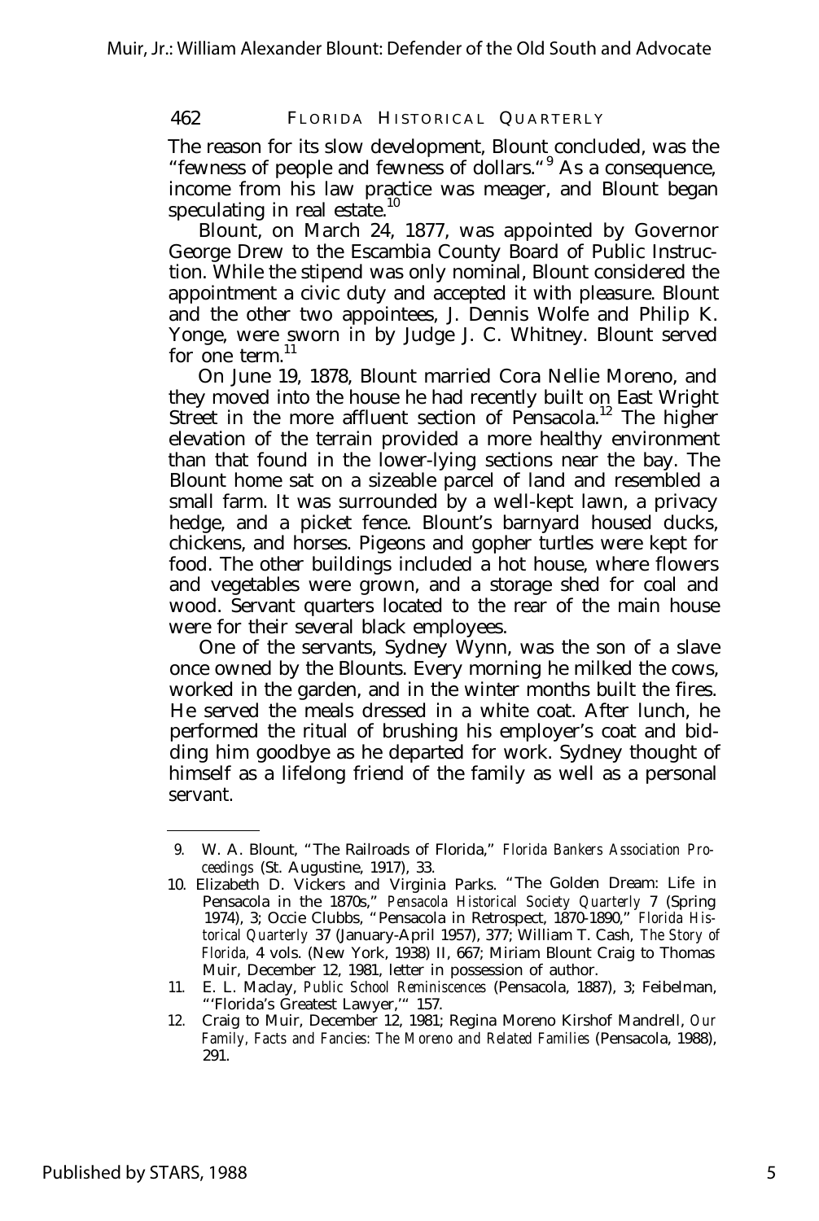The reason for its slow development, Blount concluded, was the "fewness of people and fewness of dollars."[9] As a consequence, income from his law practice was meager, and Blount began speculating in real estate.[10]

Blount, on March 24, 1877, was appointed by Governor George Drew to the Escambia County Board of Public Instruction. While the stipend was only nominal, Blount considered the appointment a civic duty and accepted it with pleasure. Blount and the other two appointees, J. Dennis Wolfe and Philip K. Yonge, were sworn in by Judge J. C. Whitney. Blount served for one term.[11]

On June 19, 1878, Blount married Cora Nellie Moreno, and they moved into the house he had recently built on East Wright Street in the more affluent section of Pensacola.[12] The higher elevation of the terrain provided a more healthy environment than that found in the lower-lying sections near the bay. The Blount home sat on a sizeable parcel of land and resembled a small farm. It was surrounded by a well-kept lawn, a privacy hedge, and a picket fence. Blount's barnyard housed ducks, chickens, and horses. Pigeons and gopher turtles were kept for food. The other buildings included a hot house, where flowers and vegetables were grown, and a storage shed for coal and wood. Servant quarters located to the rear of the main house were for their several black employees.

One of the servants, Sydney Wynn, was the son of a slave once owned by the Blounts. Every morning he milked the cows, worked in the garden, and in the winter months built the fires. He served the meals dressed in a white coat. After lunch, he performed the ritual of brushing his employer's coat and bidding him goodbye as he departed for work. Sydney thought of himself as a lifelong friend of the family as well as a personal servant.

---

9. W. A. Blount, "The Railroads of Florida," *Florida Bankers Association Proceedings* (St. Augustine, 1917), 33.
10. Elizabeth D. Vickers and Virginia Parks. "The Golden Dream: Life in Pensacola in the 1870s," *Pensacola Historical Society Quarterly* 7 (Spring 1974), 3; Occie Clubbs, "Pensacola in Retrospect, 1870-1890," *Florida Historical Quarterly* 37 (January-April 1957), 377; William T. Cash, *The Story of Florida,* 4 vols. (New York, 1938) II, 667; Miriam Blount Craig to Thomas Muir, December 12, 1981, letter in possession of author.
11. E. L. Maclay, *Public School Reminiscences* (Pensacola, 1887), 3; Feibelman, "'Florida's Greatest Lawyer,'" 157.
12. Craig to Muir, December 12, 1981; Regina Moreno Kirshof Mandrell, *Our Family, Facts and Fancies: The Moreno and Related Families* (Pensacola, 1988), 291.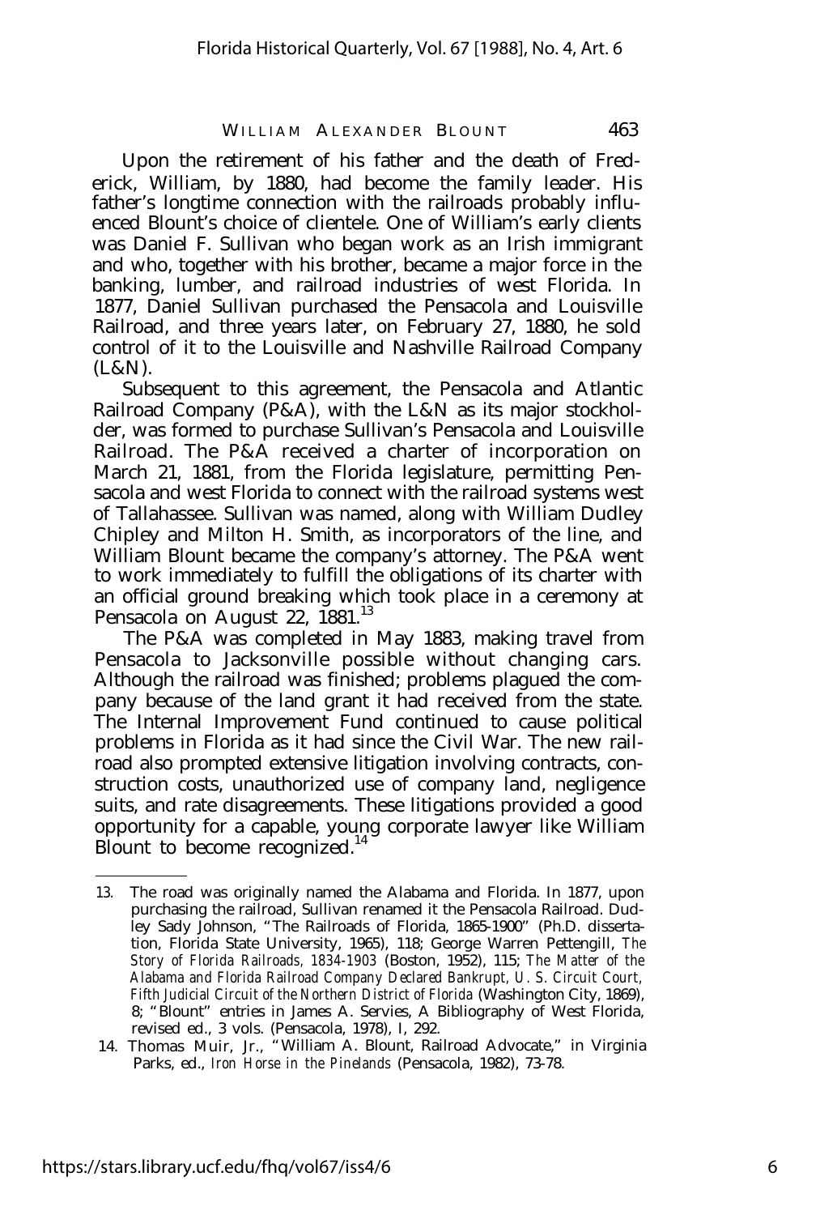Upon the retirement of his father and the death of Frederick, William, by 1880, had become the family leader. His father's longtime connection with the railroads probably influenced Blount's choice of clientele. One of William's early clients was Daniel F. Sullivan who began work as an Irish immigrant and who, together with his brother, became a major force in the banking, lumber, and railroad industries of west Florida. In 1877, Daniel Sullivan purchased the Pensacola and Louisville Railroad, and three years later, on February 27, 1880, he sold control of it to the Louisville and Nashville Railroad Company (L&N).

Subsequent to this agreement, the Pensacola and Atlantic Railroad Company (P&A), with the L&N as its major stockholder, was formed to purchase Sullivan's Pensacola and Louisville Railroad. The P&A received a charter of incorporation on March 21, 1881, from the Florida legislature, permitting Pensacola and west Florida to connect with the railroad systems west of Tallahassee. Sullivan was named, along with William Dudley Chipley and Milton H. Smith, as incorporators of the line, and William Blount became the company's attorney. The P&A went to work immediately to fulfill the obligations of its charter with an official ground breaking which took place in a ceremony at Pensacola on August 22, 1881.[13]

The P&A was completed in May 1883, making travel from Pensacola to Jacksonville possible without changing cars. Although the railroad was finished; problems plagued the company because of the land grant it had received from the state. The Internal Improvement Fund continued to cause political problems in Florida as it had since the Civil War. The new railroad also prompted extensive litigation involving contracts, construction costs, unauthorized use of company land, negligence suits, and rate disagreements. These litigations provided a good opportunity for a capable, young corporate lawyer like William Blount to become recognized.[14]

---

13. The road was originally named the Alabama and Florida. In 1877, upon purchasing the railroad, Sullivan renamed it the Pensacola Railroad. Dudley Sady Johnson, "The Railroads of Florida, 1865-1900" (Ph.D. dissertation, Florida State University, 1965), 118; George Warren Pettengill, *The Story of Florida Railroads, 1834-1903* (Boston, 1952), 115; *The Matter of the Alabama and Florida Railroad Company Declared Bankrupt, U. S. Circuit Court, Fifth Judicial Circuit of the Northern District of Florida* (Washington City, 1869), 8; "Blount" entries in James A. Servies, A Bibliography of West Florida, revised ed., 3 vols. (Pensacola, 1978), I, 292.

14. Thomas Muir, Jr., "William A. Blount, Railroad Advocate," in Virginia Parks, ed., *Iron Horse in the Pinelands* (Pensacola, 1982), 73-78.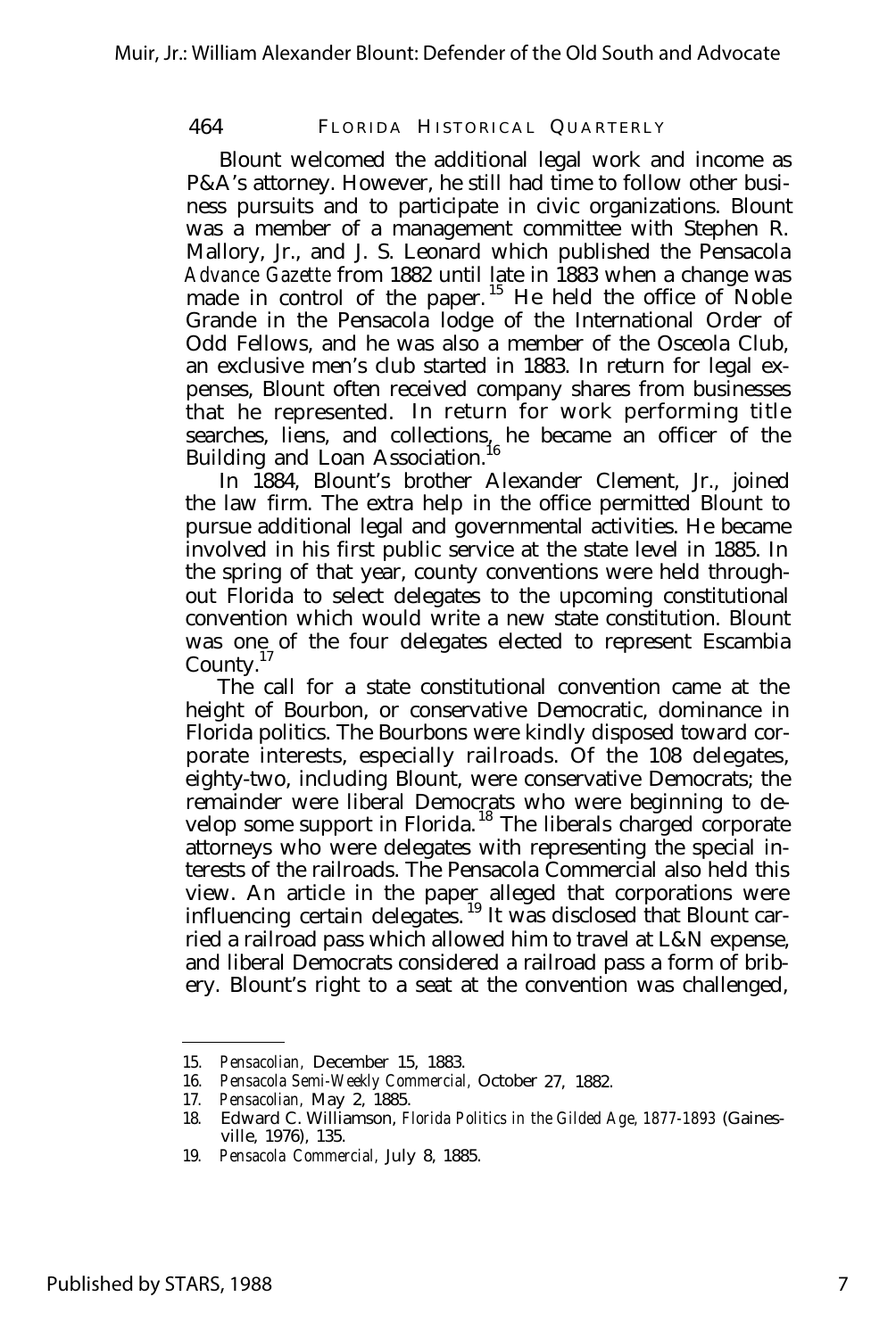Blount welcomed the additional legal work and income as P&A's attorney. However, he still had time to follow other business pursuits and to participate in civic organizations. Blount was a member of a management committee with Stephen R. Mallory, Jr., and J. S. Leonard which published the Pensacola *Advance Gazette* from 1882 until late in 1883 when a change was made in control of the paper.[15] He held the office of Noble Grande in the Pensacola lodge of the International Order of Odd Fellows, and he was also a member of the Osceola Club, an exclusive men's club started in 1883. In return for legal expenses, Blount often received company shares from businesses that he represented. In return for work performing title searches, liens, and collections, he became an officer of the Building and Loan Association.[16]

In 1884, Blount's brother Alexander Clement, Jr., joined the law firm. The extra help in the office permitted Blount to pursue additional legal and governmental activities. He became involved in his first public service at the state level in 1885. In the spring of that year, county conventions were held throughout Florida to select delegates to the upcoming constitutional convention which would write a new state constitution. Blount was one of the four delegates elected to represent Escambia County.[17]

The call for a state constitutional convention came at the height of Bourbon, or conservative Democratic, dominance in Florida politics. The Bourbons were kindly disposed toward corporate interests, especially railroads. Of the 108 delegates, eighty-two, including Blount, were conservative Democrats; the remainder were liberal Democrats who were beginning to develop some support in Florida.[18] The liberals charged corporate attorneys who were delegates with representing the special interests of the railroads. The Pensacola Commercial also held this view. An article in the paper alleged that corporations were influencing certain delegates.[19] It was disclosed that Blount carried a railroad pass which allowed him to travel at L&N expense, and liberal Democrats considered a railroad pass a form of bribery. Blount's right to a seat at the convention was challenged,

15. *Pensacolian,* December 15, 1883.
16. *Pensacola Semi-Weekly Commercial,* October 27, 1882.
17. *Pensacolian,* May 2, 1885.
18. Edward C. Williamson, *Florida Politics in the Gilded Age, 1877-1893* (Gainesville, 1976), 135.
19. *Pensacola Commercial,* July 8, 1885.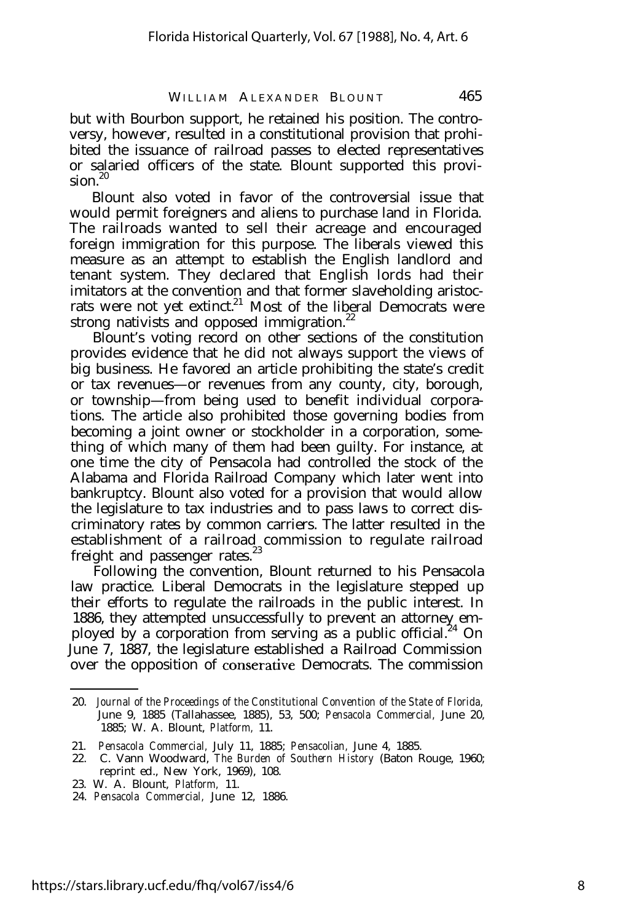but with Bourbon support, he retained his position. The controversy, however, resulted in a constitutional provision that prohibited the issuance of railroad passes to elected representatives or salaried officers of the state. Blount supported this provision.[20]

Blount also voted in favor of the controversial issue that would permit foreigners and aliens to purchase land in Florida. The railroads wanted to sell their acreage and encouraged foreign immigration for this purpose. The liberals viewed this measure as an attempt to establish the English landlord and tenant system. They declared that English lords had their imitators at the convention and that former slaveholding aristocrats were not yet extinct.[21] Most of the liberal Democrats were strong nativists and opposed immigration.[22]

Blount's voting record on other sections of the constitution provides evidence that he did not always support the views of big business. He favored an article prohibiting the state's credit or tax revenues—or revenues from any county, city, borough, or township—from being used to benefit individual corporations. The article also prohibited those governing bodies from becoming a joint owner or stockholder in a corporation, something of which many of them had been guilty. For instance, at one time the city of Pensacola had controlled the stock of the Alabama and Florida Railroad Company which later went into bankruptcy. Blount also voted for a provision that would allow the legislature to tax industries and to pass laws to correct discriminatory rates by common carriers. The latter resulted in the establishment of a railroad commission to regulate railroad freight and passenger rates.[23]

Following the convention, Blount returned to his Pensacola law practice. Liberal Democrats in the legislature stepped up their efforts to regulate the railroads in the public interest. In 1886, they attempted unsuccessfully to prevent an attorney employed by a corporation from serving as a public official.[24] On June 7, 1887, the legislature established a Railroad Commission over the opposition of conserative Democrats. The commission

---

20. *Journal of the Proceedings of the Constitutional Convention of the State of Florida*, June 9, 1885 (Tallahassee, 1885), 53, 500; *Pensacola Commercial*, June 20, 1885; W. A. Blount, *Platform*, 11.
21. *Pensacola Commercial*, July 11, 1885; *Pensacolian*, June 4, 1885.
22. C. Vann Woodward, *The Burden of Southern History* (Baton Rouge, 1960; reprint ed., New York, 1969), 108.
23. W. A. Blount, *Platform*, 11.
24. *Pensacola Commercial*, June 12, 1886.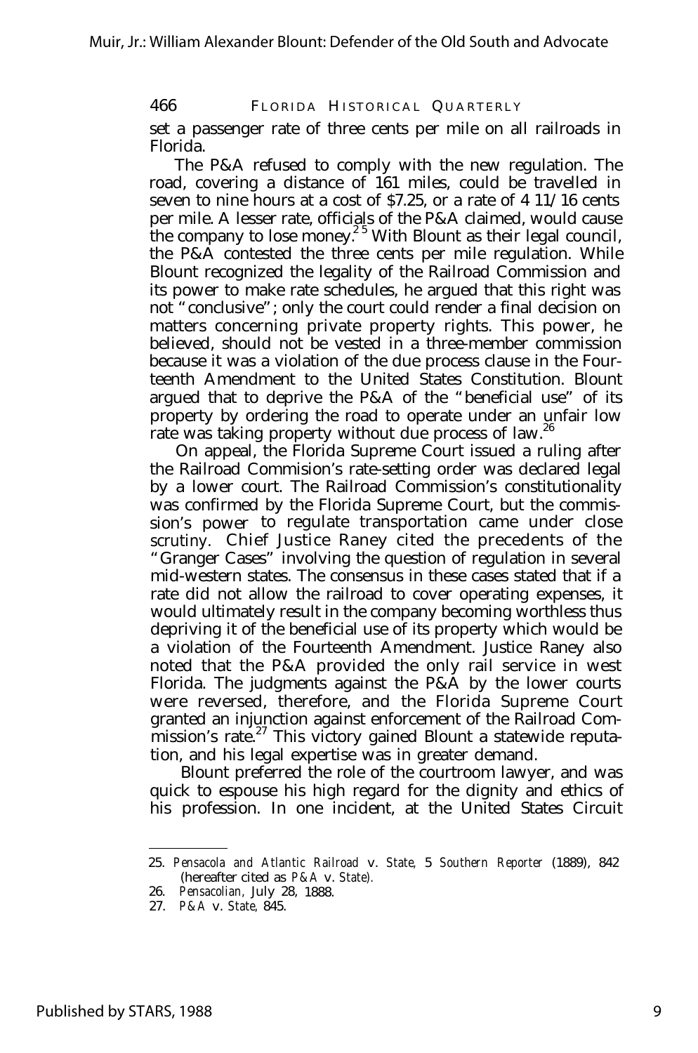set a passenger rate of three cents per mile on all railroads in Florida.

The P&A refused to comply with the new regulation. The road, covering a distance of 161 miles, could be travelled in seven to nine hours at a cost of $7.25, or a rate of 4 11/16 cents per mile. A lesser rate, officials of the P&A claimed, would cause the company to lose money.[25] With Blount as their legal council, the P&A contested the three cents per mile regulation. While Blount recognized the legality of the Railroad Commission and its power to make rate schedules, he argued that this right was not "conclusive"; only the court could render a final decision on matters concerning private property rights. This power, he believed, should not be vested in a three-member commission because it was a violation of the due process clause in the Fourteenth Amendment to the United States Constitution. Blount argued that to deprive the P&A of the "beneficial use" of its property by ordering the road to operate under an unfair low rate was taking property without due process of law.[26]

On appeal, the Florida Supreme Court issued a ruling after the Railroad Commision's rate-setting order was declared legal by a lower court. The Railroad Commission's constitutionality was confirmed by the Florida Supreme Court, but the commission's power to regulate transportation came under close scrutiny. Chief Justice Raney cited the precedents of the "Granger Cases" involving the question of regulation in several mid-western states. The consensus in these cases stated that if a rate did not allow the railroad to cover operating expenses, it would ultimately result in the company becoming worthless thus depriving it of the beneficial use of its property which would be a violation of the Fourteenth Amendment. Justice Raney also noted that the P&A provided the only rail service in west Florida. The judgments against the P&A by the lower courts were reversed, therefore, and the Florida Supreme Court granted an injunction against enforcement of the Railroad Commission's rate.[27] This victory gained Blount a statewide reputation, and his legal expertise was in greater demand.

Blount preferred the role of the courtroom lawyer, and was quick to espouse his high regard for the dignity and ethics of his profession. In one incident, at the United States Circuit

25. *Pensacola and Atlantic Railroad* v. *State*, 5 *Southern Reporter* (1889), 842 (hereafter cited as *P&A* v. *State*).

26. *Pensacolian*, July 28, 1888.

27. *P&A* v. *State*, 845.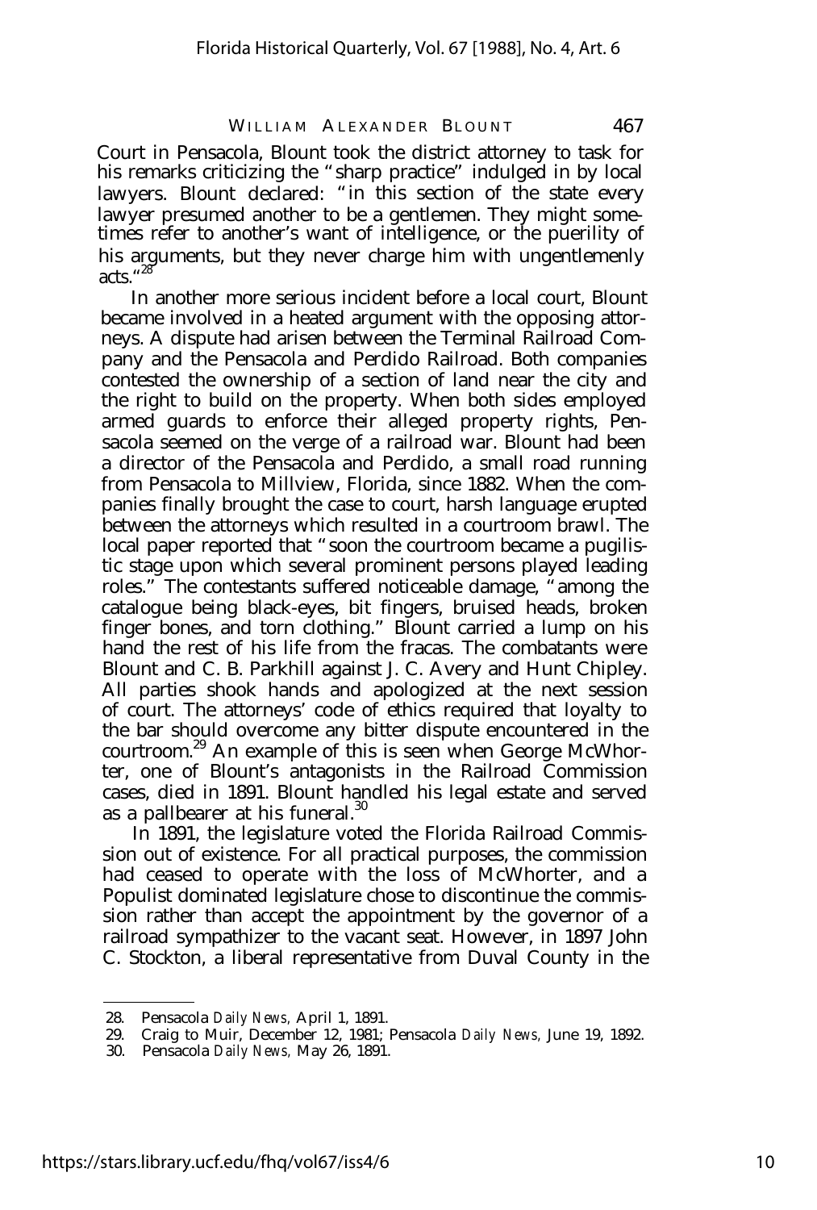Court in Pensacola, Blount took the district attorney to task for his remarks criticizing the "sharp practice" indulged in by local lawyers. Blount declared: "in this section of the state every lawyer presumed another to be a gentlemen. They might sometimes refer to another's want of intelligence, or the puerility of his arguments, but they never charge him with ungentlemenly acts."[28]

In another more serious incident before a local court, Blount became involved in a heated argument with the opposing attorneys. A dispute had arisen between the Terminal Railroad Company and the Pensacola and Perdido Railroad. Both companies contested the ownership of a section of land near the city and the right to build on the property. When both sides employed armed guards to enforce their alleged property rights, Pensacola seemed on the verge of a railroad war. Blount had been a director of the Pensacola and Perdido, a small road running from Pensacola to Millview, Florida, since 1882. When the companies finally brought the case to court, harsh language erupted between the attorneys which resulted in a courtroom brawl. The local paper reported that "soon the courtroom became a pugilistic stage upon which several prominent persons played leading roles." The contestants suffered noticeable damage, "among the catalogue being black-eyes, bit fingers, bruised heads, broken finger bones, and torn clothing." Blount carried a lump on his hand the rest of his life from the fracas. The combatants were Blount and C. B. Parkhill against J. C. Avery and Hunt Chipley. All parties shook hands and apologized at the next session of court. The attorneys' code of ethics required that loyalty to the bar should overcome any bitter dispute encountered in the courtroom.[29] An example of this is seen when George McWhorter, one of Blount's antagonists in the Railroad Commission cases, died in 1891. Blount handled his legal estate and served as a pallbearer at his funeral.[30]

In 1891, the legislature voted the Florida Railroad Commission out of existence. For all practical purposes, the commission had ceased to operate with the loss of McWhorter, and a Populist dominated legislature chose to discontinue the commission rather than accept the appointment by the governor of a railroad sympathizer to the vacant seat. However, in 1897 John C. Stockton, a liberal representative from Duval County in the

---

28. Pensacola *Daily News,* April 1, 1891.
29. Craig to Muir, December 12, 1981; Pensacola *Daily News,* June 19, 1892.
30. Pensacola *Daily News,* May 26, 1891.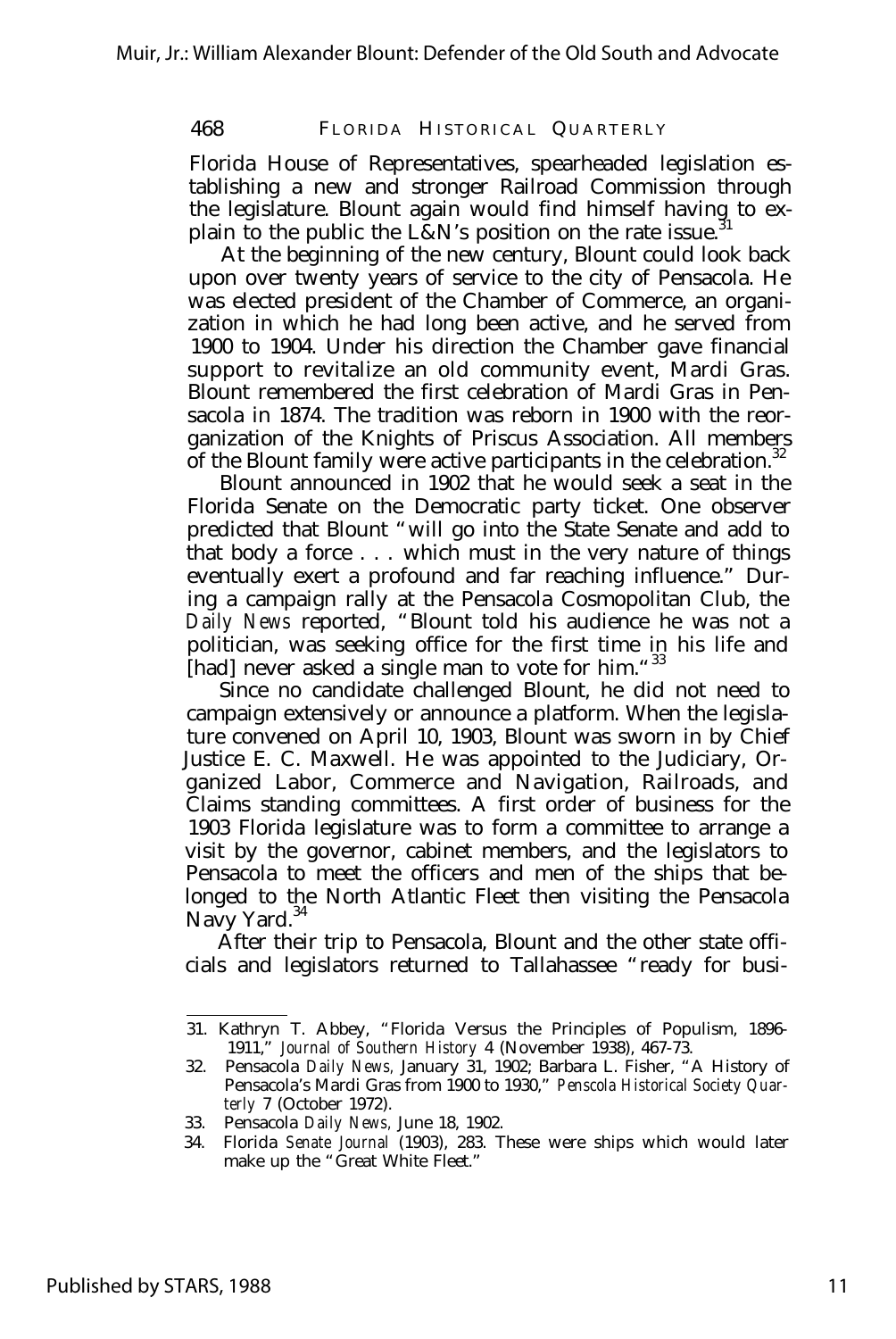Florida House of Representatives, spearheaded legislation establishing a new and stronger Railroad Commission through the legislature. Blount again would find himself having to explain to the public the L&N's position on the rate issue.[31]

At the beginning of the new century, Blount could look back upon over twenty years of service to the city of Pensacola. He was elected president of the Chamber of Commerce, an organization in which he had long been active, and he served from 1900 to 1904. Under his direction the Chamber gave financial support to revitalize an old community event, Mardi Gras. Blount remembered the first celebration of Mardi Gras in Pensacola in 1874. The tradition was reborn in 1900 with the reorganization of the Knights of Priscus Association. All members of the Blount family were active participants in the celebration.[32]

Blount announced in 1902 that he would seek a seat in the Florida Senate on the Democratic party ticket. One observer predicted that Blount "will go into the State Senate and add to that body a force . . . which must in the very nature of things eventually exert a profound and far reaching influence." During a campaign rally at the Pensacola Cosmopolitan Club, the *Daily News* reported, "Blount told his audience he was not a politician, was seeking office for the first time in his life and [had] never asked a single man to vote for him."[33]

Since no candidate challenged Blount, he did not need to campaign extensively or announce a platform. When the legislature convened on April 10, 1903, Blount was sworn in by Chief Justice E. C. Maxwell. He was appointed to the Judiciary, Organized Labor, Commerce and Navigation, Railroads, and Claims standing committees. A first order of business for the 1903 Florida legislature was to form a committee to arrange a visit by the governor, cabinet members, and the legislators to Pensacola to meet the officers and men of the ships that belonged to the North Atlantic Fleet then visiting the Pensacola Navy Yard.[34]

After their trip to Pensacola, Blount and the other state officials and legislators returned to Tallahassee "ready for busi-

---

31. Kathryn T. Abbey, "Florida Versus the Principles of Populism, 1896-1911," *Journal of Southern History* 4 (November 1938), 467-73.
32. Pensacola *Daily News*, January 31, 1902; Barbara L. Fisher, "A History of Pensacola's Mardi Gras from 1900 to 1930," *Penscola Historical Society Quarterly* 7 (October 1972).
33. Pensacola *Daily News*, June 18, 1902.
34. Florida *Senate Journal* (1903), 283. These were ships which would later make up the "Great White Fleet."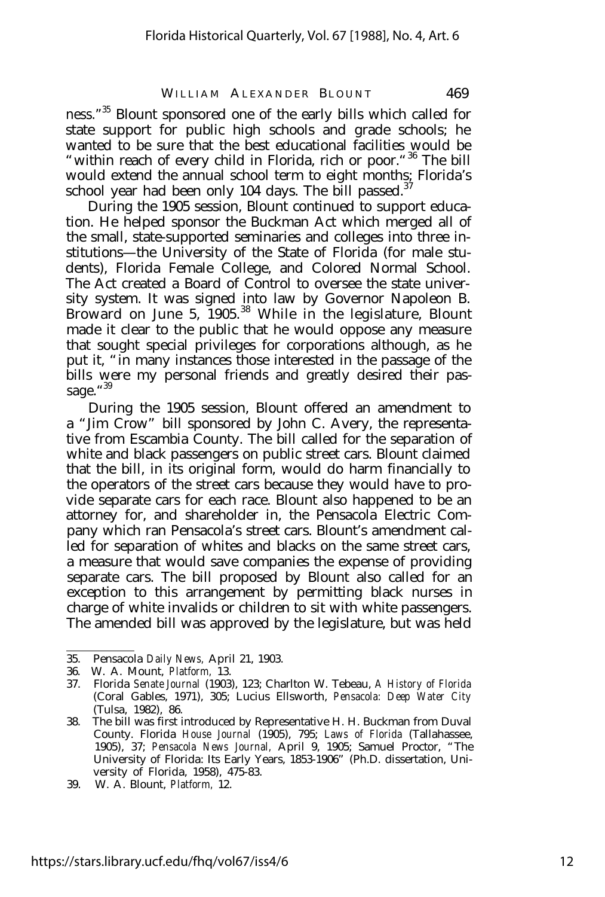ness."[35] Blount sponsored one of the early bills which called for state support for public high schools and grade schools; he wanted to be sure that the best educational facilities would be "within reach of every child in Florida, rich or poor."[36] The bill would extend the annual school term to eight months; Florida's school year had been only 104 days. The bill passed.[37]

During the 1905 session, Blount continued to support education. He helped sponsor the Buckman Act which merged all of the small, state-supported seminaries and colleges into three institutions—the University of the State of Florida (for male students), Florida Female College, and Colored Normal School. The Act created a Board of Control to oversee the state university system. It was signed into law by Governor Napoleon B. Broward on June 5, 1905.[38] While in the legislature, Blount made it clear to the public that he would oppose any measure that sought special privileges for corporations although, as he put it, "in many instances those interested in the passage of the bills were my personal friends and greatly desired their passage."[39]

During the 1905 session, Blount offered an amendment to a "Jim Crow" bill sponsored by John C. Avery, the representative from Escambia County. The bill called for the separation of white and black passengers on public street cars. Blount claimed that the bill, in its original form, would do harm financially to the operators of the street cars because they would have to provide separate cars for each race. Blount also happened to be an attorney for, and shareholder in, the Pensacola Electric Company which ran Pensacola's street cars. Blount's amendment called for separation of whites and blacks on the same street cars, a measure that would save companies the expense of providing separate cars. The bill proposed by Blount also called for an exception to this arrangement by permitting black nurses in charge of white invalids or children to sit with white passengers. The amended bill was approved by the legislature, but was held

---

35. Pensacola *Daily News*, April 21, 1903.
36. W. A. Mount, *Platform*, 13.
37. Florida *Senate Journal* (1903), 123; Charlton W. Tebeau, *A History of Florida* (Coral Gables, 1971), 305; Lucius Ellsworth, *Pensacola: Deep Water City* (Tulsa, 1982), 86.
38. The bill was first introduced by Representative H. H. Buckman from Duval County. Florida *House Journal* (1905), 795; *Laws of Florida* (Tallahassee, 1905), 37; *Pensacola News Journal*, April 9, 1905; Samuel Proctor, "The University of Florida: Its Early Years, 1853-1906" (Ph.D. dissertation, University of Florida, 1958), 475-83.
39. W. A. Blount, *Platform*, 12.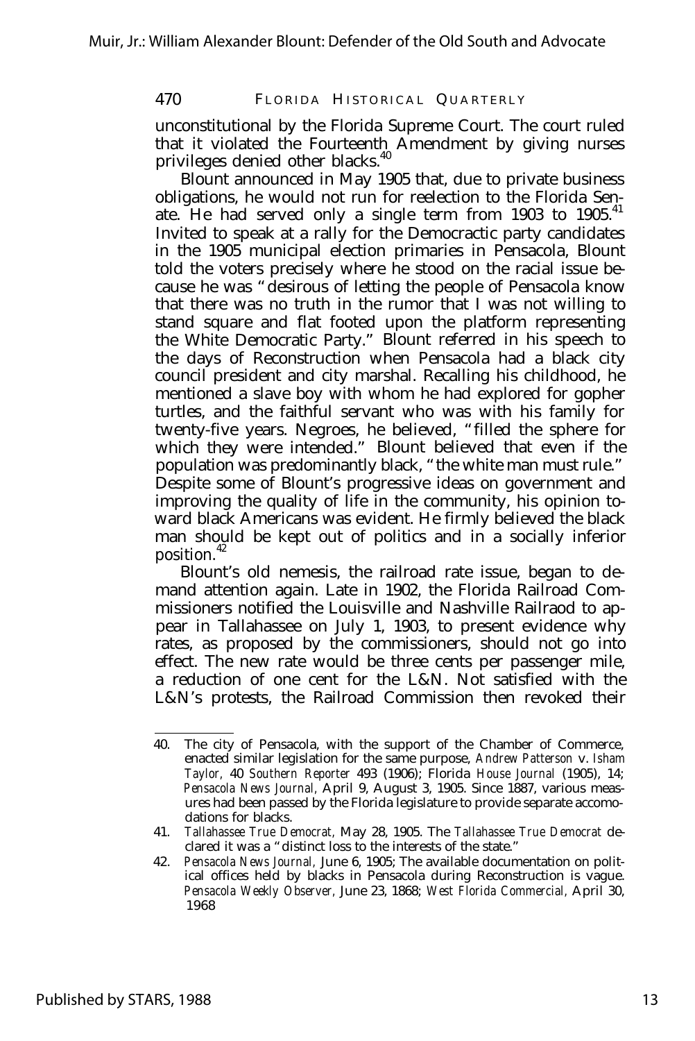unconstitutional by the Florida Supreme Court. The court ruled that it violated the Fourteenth Amendment by giving nurses privileges denied other blacks.[40]

Blount announced in May 1905 that, due to private business obligations, he would not run for reelection to the Florida Senate. He had served only a single term from 1903 to 1905.[41] Invited to speak at a rally for the Democractic party candidates in the 1905 municipal election primaries in Pensacola, Blount told the voters precisely where he stood on the racial issue because he was "desirous of letting the people of Pensacola know that there was no truth in the rumor that I was not willing to stand square and flat footed upon the platform representing the White Democratic Party." Blount referred in his speech to the days of Reconstruction when Pensacola had a black city council president and city marshal. Recalling his childhood, he mentioned a slave boy with whom he had explored for gopher turtles, and the faithful servant who was with his family for twenty-five years. Negroes, he believed, "filled the sphere for which they were intended." Blount believed that even if the population was predominantly black, "the white man must rule." Despite some of Blount's progressive ideas on government and improving the quality of life in the community, his opinion toward black Americans was evident. He firmly believed the black man should be kept out of politics and in a socially inferior position.[42]

Blount's old nemesis, the railroad rate issue, began to demand attention again. Late in 1902, the Florida Railroad Commissioners notified the Louisville and Nashville Railraod to appear in Tallahassee on July 1, 1903, to present evidence why rates, as proposed by the commissioners, should not go into effect. The new rate would be three cents per passenger mile, a reduction of one cent for the L&N. Not satisfied with the L&N's protests, the Railroad Commission then revoked their

---

40. The city of Pensacola, with the support of the Chamber of Commerce, enacted similar legislation for the same purpose, *Andrew Patterson* v. *Isham Taylor,* 40 *Southern Reporter* 493 (1906); Florida *House Journal* (1905), 14; *Pensacola News Journal,* April 9, August 3, 1905. Since 1887, various measures had been passed by the Florida legislature to provide separate accomodations for blacks.

41. *Tallahassee True Democrat,* May 28, 1905. The *Tallahassee True Democrat* declared it was a "distinct loss to the interests of the state."

42. *Pensacola News Journal,* June 6, 1905; The available documentation on political offices held by blacks in Pensacola during Reconstruction is vague. *Pensacola Weekly Observer,* June 23, 1868; *West Florida Commercial,* April 30, 1968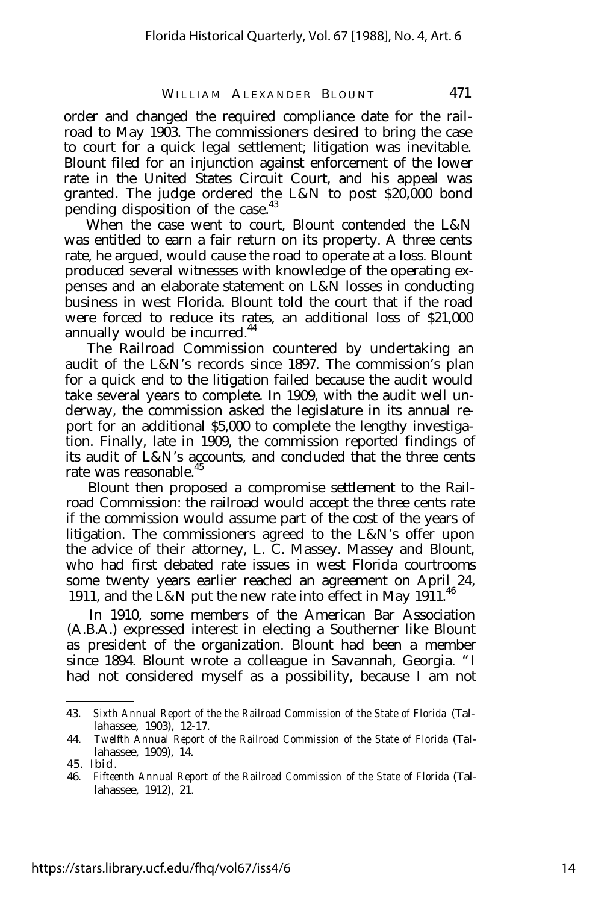order and changed the required compliance date for the railroad to May 1903. The commissioners desired to bring the case to court for a quick legal settlement; litigation was inevitable. Blount filed for an injunction against enforcement of the lower rate in the United States Circuit Court, and his appeal was granted. The judge ordered the L&N to post $20,000 bond pending disposition of the case.[43]

When the case went to court, Blount contended the L&N was entitled to earn a fair return on its property. A three cents rate, he argued, would cause the road to operate at a loss. Blount produced several witnesses with knowledge of the operating expenses and an elaborate statement on L&N losses in conducting business in west Florida. Blount told the court that if the road were forced to reduce its rates, an additional loss of $21,000 annually would be incurred.[44]

The Railroad Commission countered by undertaking an audit of the L&N's records since 1897. The commission's plan for a quick end to the litigation failed because the audit would take several years to complete. In 1909, with the audit well underway, the commission asked the legislature in its annual report for an additional $5,000 to complete the lengthy investigation. Finally, late in 1909, the commission reported findings of its audit of L&N's accounts, and concluded that the three cents rate was reasonable.[45]

Blount then proposed a compromise settlement to the Railroad Commission: the railroad would accept the three cents rate if the commission would assume part of the cost of the years of litigation. The commissioners agreed to the L&N's offer upon the advice of their attorney, L. C. Massey. Massey and Blount, who had first debated rate issues in west Florida courtrooms some twenty years earlier reached an agreement on April 24, 1911, and the L&N put the new rate into effect in May 1911.[46]

In 1910, some members of the American Bar Association (A.B.A.) expressed interest in electing a Southerner like Blount as president of the organization. Blount had been a member since 1894. Blount wrote a colleague in Savannah, Georgia. "I had not considered myself as a possibility, because I am not

---

43. *Sixth Annual Report of the the Railroad Commission of the State of Florida* (Tallahassee, 1903), 12-17.

44. *Twelfth Annual Report of the Railroad Commission of the State of Florida* (Tallahassee, 1909), 14.

45. *Ibid.*

46. *Fifteenth Annual Report of the Railroad Commission of the State of Florida* (Tallahassee, 1912), 21.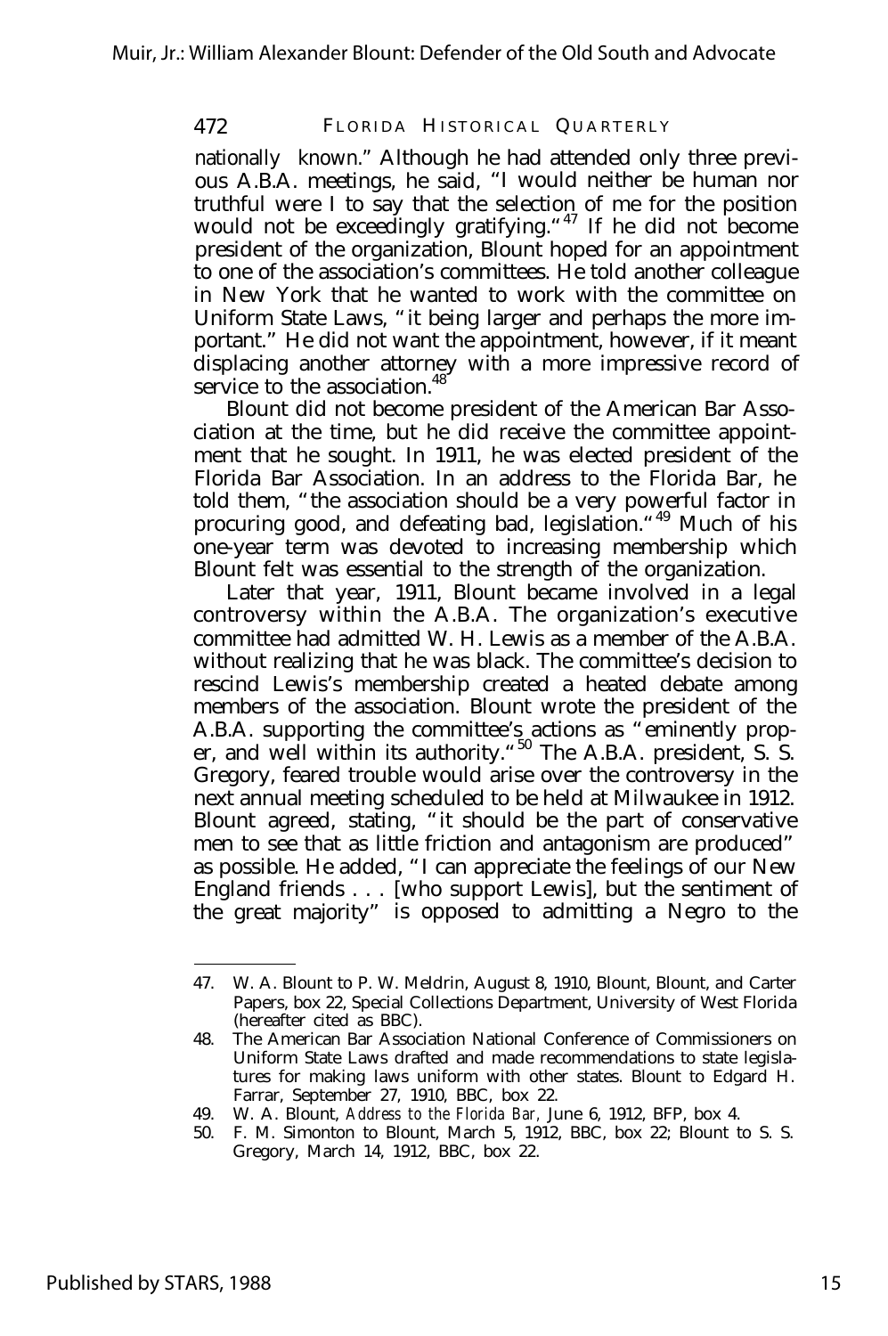nationally known." Although he had attended only three previous A.B.A. meetings, he said, "I would neither be human nor truthful were I to say that the selection of me for the position would not be exceedingly gratifying."[47] If he did not become president of the organization, Blount hoped for an appointment to one of the association's committees. He told another colleague in New York that he wanted to work with the committee on Uniform State Laws, "it being larger and perhaps the more important." He did not want the appointment, however, if it meant displacing another attorney with a more impressive record of service to the association.[48]

Blount did not become president of the American Bar Association at the time, but he did receive the committee appointment that he sought. In 1911, he was elected president of the Florida Bar Association. In an address to the Florida Bar, he told them, "the association should be a very powerful factor in procuring good, and defeating bad, legislation."[49] Much of his one-year term was devoted to increasing membership which Blount felt was essential to the strength of the organization.

Later that year, 1911, Blount became involved in a legal controversy within the A.B.A. The organization's executive committee had admitted W. H. Lewis as a member of the A.B.A. without realizing that he was black. The committee's decision to rescind Lewis's membership created a heated debate among members of the association. Blount wrote the president of the A.B.A. supporting the committee's actions as "eminently proper, and well within its authority."[50] The A.B.A. president, S. S. Gregory, feared trouble would arise over the controversy in the next annual meeting scheduled to be held at Milwaukee in 1912. Blount agreed, stating, "it should be the part of conservative men to see that as little friction and antagonism are produced" as possible. He added, "I can appreciate the feelings of our New England friends . . . [who support Lewis], but the sentiment of the great majority" is opposed to admitting a Negro to the

---

47. W. A. Blount to P. W. Meldrin, August 8, 1910, Blount, Blount, and Carter Papers, box 22, Special Collections Department, University of West Florida (hereafter cited as BBC).

48. The American Bar Association National Conference of Commissioners on Uniform State Laws drafted and made recommendations to state legislatures for making laws uniform with other states. Blount to Edgard H. Farrar, September 27, 1910, BBC, box 22.

49. W. A. Blount, *Address to the Florida Bar,* June 6, 1912, BFP, box 4.

50. F. M. Simonton to Blount, March 5, 1912, BBC, box 22; Blount to S. S. Gregory, March 14, 1912, BBC, box 22.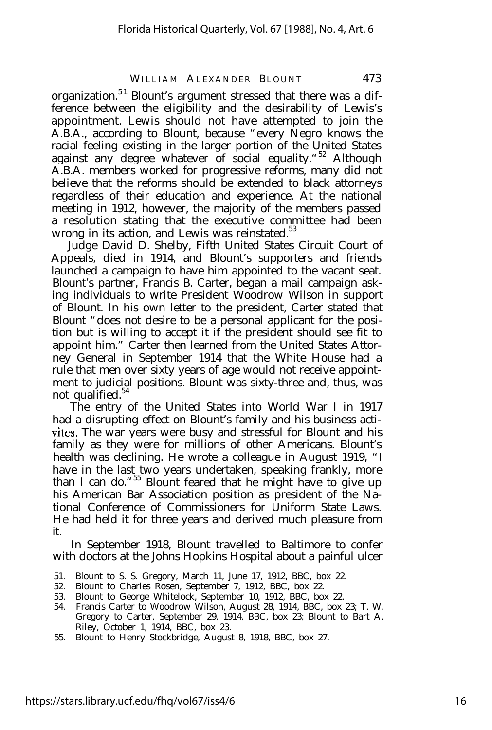organization.[51] Blount's argument stressed that there was a difference between the eligibility and the desirability of Lewis's appointment. Lewis should not have attempted to join the A.B.A., according to Blount, because "every Negro knows the racial feeling existing in the larger portion of the United States against any degree whatever of social equality."[52] Although A.B.A. members worked for progressive reforms, many did not believe that the reforms should be extended to black attorneys regardless of their education and experience. At the national meeting in 1912, however, the majority of the members passed a resolution stating that the executive committee had been wrong in its action, and Lewis was reinstated.[53]

Judge David D. Shelby, Fifth United States Circuit Court of Appeals, died in 1914, and Blount's supporters and friends launched a campaign to have him appointed to the vacant seat. Blount's partner, Francis B. Carter, began a mail campaign asking individuals to write President Woodrow Wilson in support of Blount. In his own letter to the president, Carter stated that Blount "does not desire to be a personal applicant for the position but is willing to accept it if the president should see fit to appoint him." Carter then learned from the United States Attorney General in September 1914 that the White House had a rule that men over sixty years of age would not receive appointment to judicial positions. Blount was sixty-three and, thus, was not qualified.[54]

The entry of the United States into World War I in 1917 had a disrupting effect on Blount's family and his business activites. The war years were busy and stressful for Blount and his family as they were for millions of other Americans. Blount's health was declining. He wrote a colleague in August 1919, "I have in the last two years undertaken, speaking frankly, more than I can do."[55] Blount feared that he might have to give up his American Bar Association position as president of the National Conference of Commissioners for Uniform State Laws. He had held it for three years and derived much pleasure from it.

In September 1918, Blount travelled to Baltimore to confer with doctors at the Johns Hopkins Hospital about a painful ulcer

---

51. Blount to S. S. Gregory, March 11, June 17, 1912, BBC, box 22.
52. Blount to Charles Rosen, September 7, 1912, BBC, box 22.
53. Blount to George Whitelock, September 10, 1912, BBC, box 22.
54. Francis Carter to Woodrow Wilson, August 28, 1914, BBC, box 23; T. W. Gregory to Carter, September 29, 1914, BBC, box 23; Blount to Bart A. Riley, October 1, 1914, BBC, box 23.
55. Blount to Henry Stockbridge, August 8, 1918, BBC, box 27.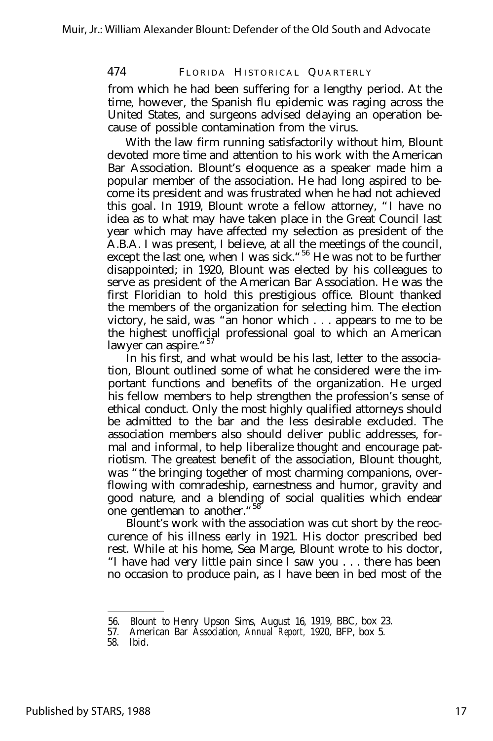from which he had been suffering for a lengthy period. At the time, however, the Spanish flu epidemic was raging across the United States, and surgeons advised delaying an operation because of possible contamination from the virus.

With the law firm running satisfactorily without him, Blount devoted more time and attention to his work with the American Bar Association. Blount's eloquence as a speaker made him a popular member of the association. He had long aspired to become its president and was frustrated when he had not achieved this goal. In 1919, Blount wrote a fellow attorney, "I have no idea as to what may have taken place in the Great Council last year which may have affected my selection as president of the A.B.A. I was present, I believe, at all the meetings of the council, except the last one, when I was sick."[56] He was not to be further disappointed; in 1920, Blount was elected by his colleagues to serve as president of the American Bar Association. He was the first Floridian to hold this prestigious office. Blount thanked the members of the organization for selecting him. The election victory, he said, was "an honor which . . . appears to me to be the highest unofficial professional goal to which an American lawyer can aspire."[57]

In his first, and what would be his last, letter to the association, Blount outlined some of what he considered were the important functions and benefits of the organization. He urged his fellow members to help strengthen the profession's sense of ethical conduct. Only the most highly qualified attorneys should be admitted to the bar and the less desirable excluded. The association members also should deliver public addresses, formal and informal, to help liberalize thought and encourage patriotism. The greatest benefit of the association, Blount thought, was "the bringing together of most charming companions, overflowing with comradeship, earnestness and humor, gravity and good nature, and a blending of social qualities which endear one gentleman to another."[58]

Blount's work with the association was cut short by the reoccurence of his illness early in 1921. His doctor prescribed bed rest. While at his home, Sea Marge, Blount wrote to his doctor, "I have had very little pain since I saw you . . . there has been no occasion to produce pain, as I have been in bed most of the

56. Blount to Henry Upson Sims, August 16, 1919, BBC, box 23.
57. American Bar Association, *Annual Report,* 1920, BFP, box 5.
58. *Ibid.*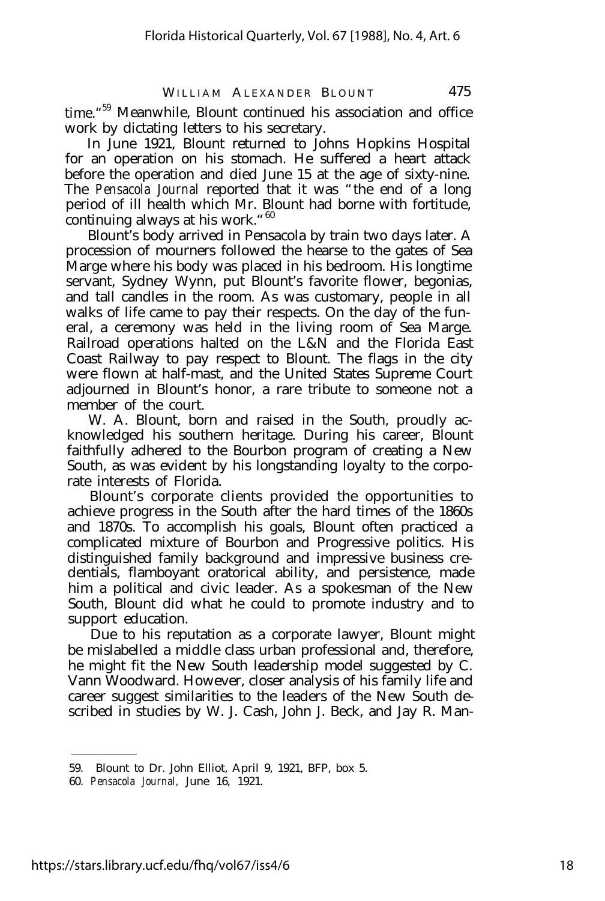time."[59] Meanwhile, Blount continued his association and office work by dictating letters to his secretary.

In June 1921, Blount returned to Johns Hopkins Hospital for an operation on his stomach. He suffered a heart attack before the operation and died June 15 at the age of sixty-nine. The *Pensacola Journal* reported that it was "the end of a long period of ill health which Mr. Blount had borne with fortitude, continuing always at his work."[60]

Blount's body arrived in Pensacola by train two days later. A procession of mourners followed the hearse to the gates of Sea Marge where his body was placed in his bedroom. His longtime servant, Sydney Wynn, put Blount's favorite flower, begonias, and tall candles in the room. As was customary, people in all walks of life came to pay their respects. On the day of the funeral, a ceremony was held in the living room of Sea Marge. Railroad operations halted on the L&N and the Florida East Coast Railway to pay respect to Blount. The flags in the city were flown at half-mast, and the United States Supreme Court adjourned in Blount's honor, a rare tribute to someone not a member of the court.

W. A. Blount, born and raised in the South, proudly acknowledged his southern heritage. During his career, Blount faithfully adhered to the Bourbon program of creating a New South, as was evident by his longstanding loyalty to the corporate interests of Florida.

Blount's corporate clients provided the opportunities to achieve progress in the South after the hard times of the 1860s and 1870s. To accomplish his goals, Blount often practiced a complicated mixture of Bourbon and Progressive politics. His distinguished family background and impressive business credentials, flamboyant oratorical ability, and persistence, made him a political and civic leader. As a spokesman of the New South, Blount did what he could to promote industry and to support education.

Due to his reputation as a corporate lawyer, Blount might be mislabelled a middle class urban professional and, therefore, he might fit the New South leadership model suggested by C. Vann Woodward. However, closer analysis of his family life and career suggest similarities to the leaders of the New South described in studies by W. J. Cash, John J. Beck, and Jay R. Man-

59. Blount to Dr. John Elliot, April 9, 1921, BFP, box 5.

60. *Pensacola Journal,* June 16, 1921.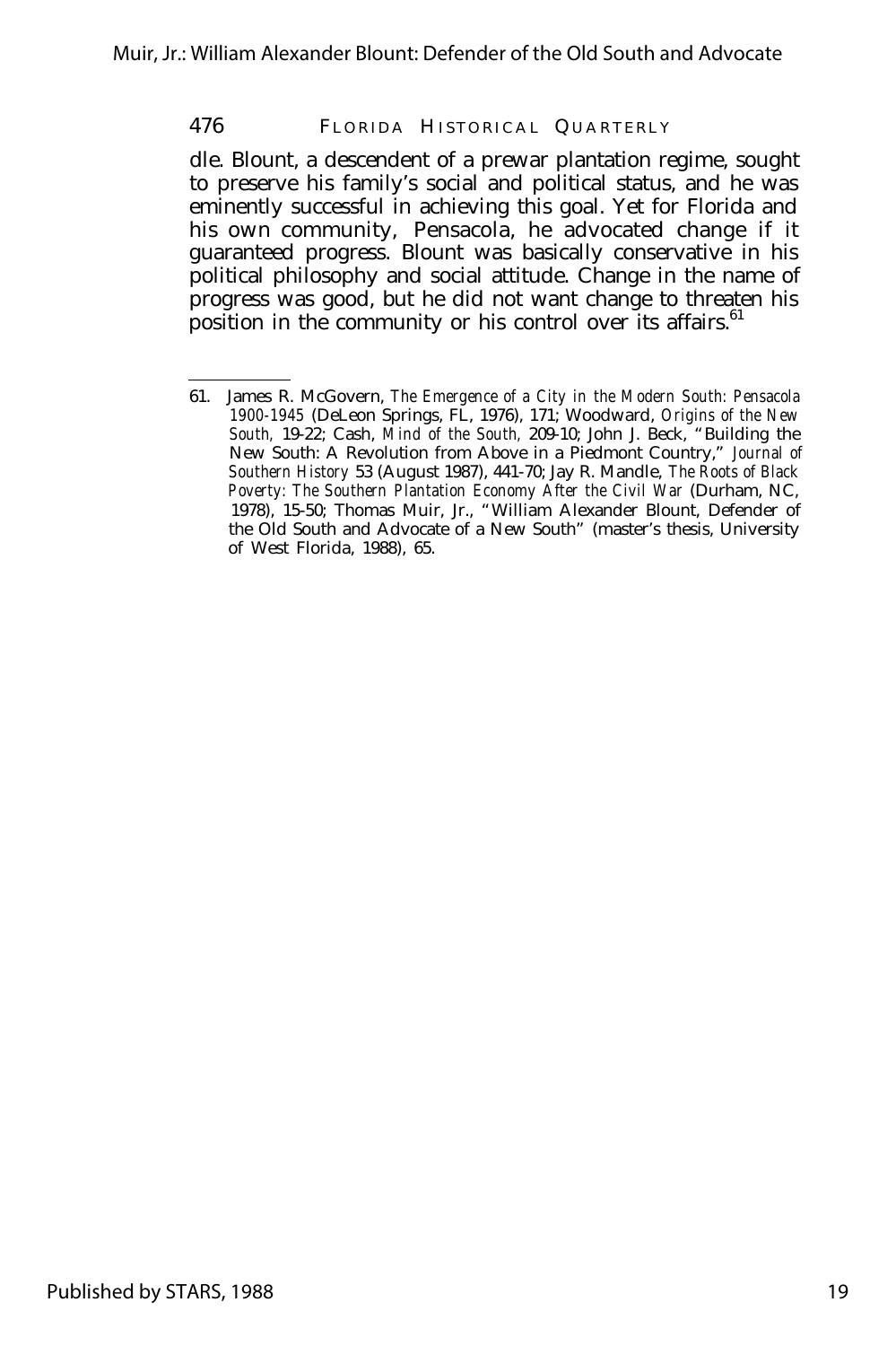dle. Blount, a descendent of a prewar plantation regime, sought to preserve his family's social and political status, and he was eminently successful in achieving this goal. Yet for Florida and his own community, Pensacola, he advocated change if it guaranteed progress. Blount was basically conservative in his political philosophy and social attitude. Change in the name of progress was good, but he did not want change to threaten his position in the community or his control over its affairs.[61]

---

61. James R. McGovern, *The Emergence of a City in the Modern South: Pensacola 1900-1945* (DeLeon Springs, FL, 1976), 171; Woodward, *Origins of the New South,* 19-22; Cash, *Mind of the South,* 209-10; John J. Beck, "Building the New South: A Revolution from Above in a Piedmont Country," *Journal of Southern History* 53 (August 1987), 441-70; Jay R. Mandle, *The Roots of Black Poverty: The Southern Plantation Economy After the Civil War* (Durham, NC, 1978), 15-50; Thomas Muir, Jr., "William Alexander Blount, Defender of the Old South and Advocate of a New South" (master's thesis, University of West Florida, 1988), 65.